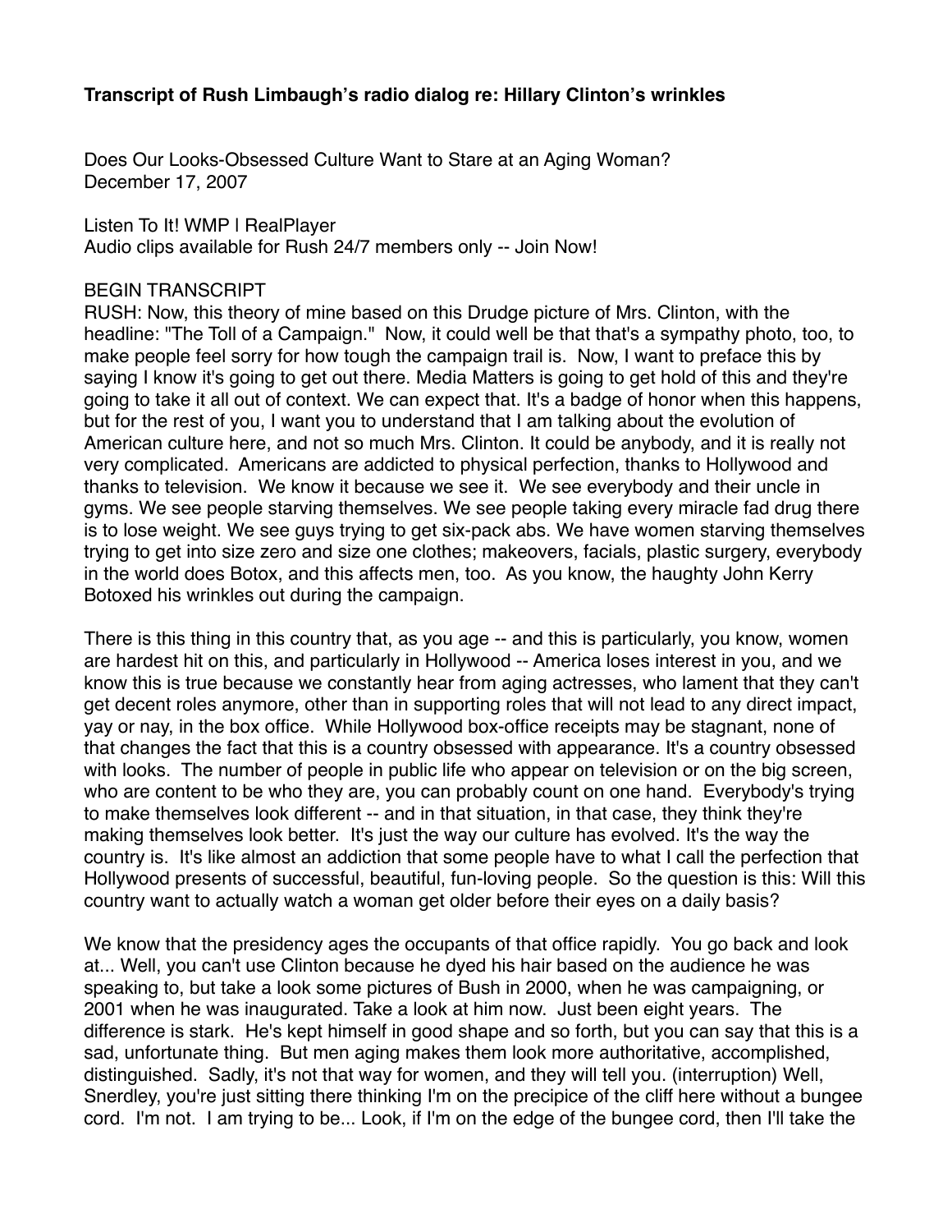**Transcript of Rush Limbaugh's radio dialog re: Hillary Clinton's wrinkles**

Does Our Looks-Obsessed Culture Want to Stare at an Aging Woman?
December 17, 2007

Listen To It! WMP | RealPlayer
Audio clips available for Rush 24/7 members only -- Join Now!

BEGIN TRANSCRIPT
RUSH: Now, this theory of mine based on this Drudge picture of Mrs. Clinton, with the headline: "The Toll of a Campaign." Now, it could well be that that's a sympathy photo, too, to make people feel sorry for how tough the campaign trail is. Now, I want to preface this by saying I know it's going to get out there. Media Matters is going to get hold of this and they're going to take it all out of context. We can expect that. It's a badge of honor when this happens, but for the rest of you, I want you to understand that I am talking about the evolution of American culture here, and not so much Mrs. Clinton. It could be anybody, and it is really not very complicated. Americans are addicted to physical perfection, thanks to Hollywood and thanks to television. We know it because we see it. We see everybody and their uncle in gyms. We see people starving themselves. We see people taking every miracle fad drug there is to lose weight. We see guys trying to get six-pack abs. We have women starving themselves trying to get into size zero and size one clothes; makeovers, facials, plastic surgery, everybody in the world does Botox, and this affects men, too. As you know, the haughty John Kerry Botoxed his wrinkles out during the campaign.

There is this thing in this country that, as you age -- and this is particularly, you know, women are hardest hit on this, and particularly in Hollywood -- America loses interest in you, and we know this is true because we constantly hear from aging actresses, who lament that they can't get decent roles anymore, other than in supporting roles that will not lead to any direct impact, yay or nay, in the box office. While Hollywood box-office receipts may be stagnant, none of that changes the fact that this is a country obsessed with appearance. It's a country obsessed with looks. The number of people in public life who appear on television or on the big screen, who are content to be who they are, you can probably count on one hand. Everybody's trying to make themselves look different -- and in that situation, in that case, they think they're making themselves look better. It's just the way our culture has evolved. It's the way the country is. It's like almost an addiction that some people have to what I call the perfection that Hollywood presents of successful, beautiful, fun-loving people. So the question is this: Will this country want to actually watch a woman get older before their eyes on a daily basis?

We know that the presidency ages the occupants of that office rapidly. You go back and look at... Well, you can't use Clinton because he dyed his hair based on the audience he was speaking to, but take a look some pictures of Bush in 2000, when he was campaigning, or 2001 when he was inaugurated. Take a look at him now. Just been eight years. The difference is stark. He's kept himself in good shape and so forth, but you can say that this is a sad, unfortunate thing. But men aging makes them look more authoritative, accomplished, distinguished. Sadly, it's not that way for women, and they will tell you. (interruption) Well, Snerdley, you're just sitting there thinking I'm on the precipice of the cliff here without a bungee cord. I'm not. I am trying to be... Look, if I'm on the edge of the bungee cord, then I'll take the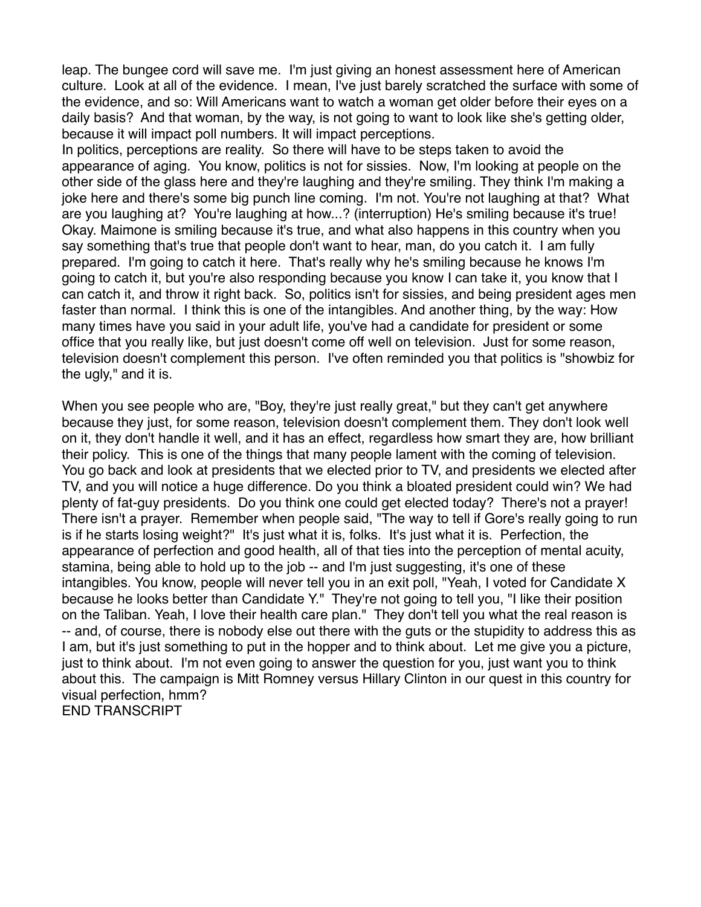leap. The bungee cord will save me. I'm just giving an honest assessment here of American culture. Look at all of the evidence. I mean, I've just barely scratched the surface with some of the evidence, and so: Will Americans want to watch a woman get older before their eyes on a daily basis? And that woman, by the way, is not going to want to look like she's getting older, because it will impact poll numbers. It will impact perceptions.

In politics, perceptions are reality. So there will have to be steps taken to avoid the appearance of aging. You know, politics is not for sissies. Now, I'm looking at people on the other side of the glass here and they're laughing and they're smiling. They think I'm making a joke here and there's some big punch line coming. I'm not. You're not laughing at that? What are you laughing at? You're laughing at how...? (interruption) He's smiling because it's true! Okay. Maimone is smiling because it's true, and what also happens in this country when you say something that's true that people don't want to hear, man, do you catch it. I am fully prepared. I'm going to catch it here. That's really why he's smiling because he knows I'm going to catch it, but you're also responding because you know I can take it, you know that I can catch it, and throw it right back. So, politics isn't for sissies, and being president ages men faster than normal. I think this is one of the intangibles. And another thing, by the way: How many times have you said in your adult life, you've had a candidate for president or some office that you really like, but just doesn't come off well on television. Just for some reason, television doesn't complement this person. I've often reminded you that politics is "showbiz for the ugly," and it is.

When you see people who are, "Boy, they're just really great," but they can't get anywhere because they just, for some reason, television doesn't complement them. They don't look well on it, they don't handle it well, and it has an effect, regardless how smart they are, how brilliant their policy. This is one of the things that many people lament with the coming of television. You go back and look at presidents that we elected prior to TV, and presidents we elected after TV, and you will notice a huge difference. Do you think a bloated president could win? We had plenty of fat-guy presidents. Do you think one could get elected today? There's not a prayer! There isn't a prayer. Remember when people said, "The way to tell if Gore's really going to run is if he starts losing weight?" It's just what it is, folks. It's just what it is. Perfection, the appearance of perfection and good health, all of that ties into the perception of mental acuity, stamina, being able to hold up to the job -- and I'm just suggesting, it's one of these intangibles. You know, people will never tell you in an exit poll, "Yeah, I voted for Candidate X because he looks better than Candidate Y." They're not going to tell you, "I like their position on the Taliban. Yeah, I love their health care plan." They don't tell you what the real reason is -- and, of course, there is nobody else out there with the guts or the stupidity to address this as I am, but it's just something to put in the hopper and to think about. Let me give you a picture, just to think about. I'm not even going to answer the question for you, just want you to think about this. The campaign is Mitt Romney versus Hillary Clinton in our quest in this country for visual perfection, hmm?

END TRANSCRIPT